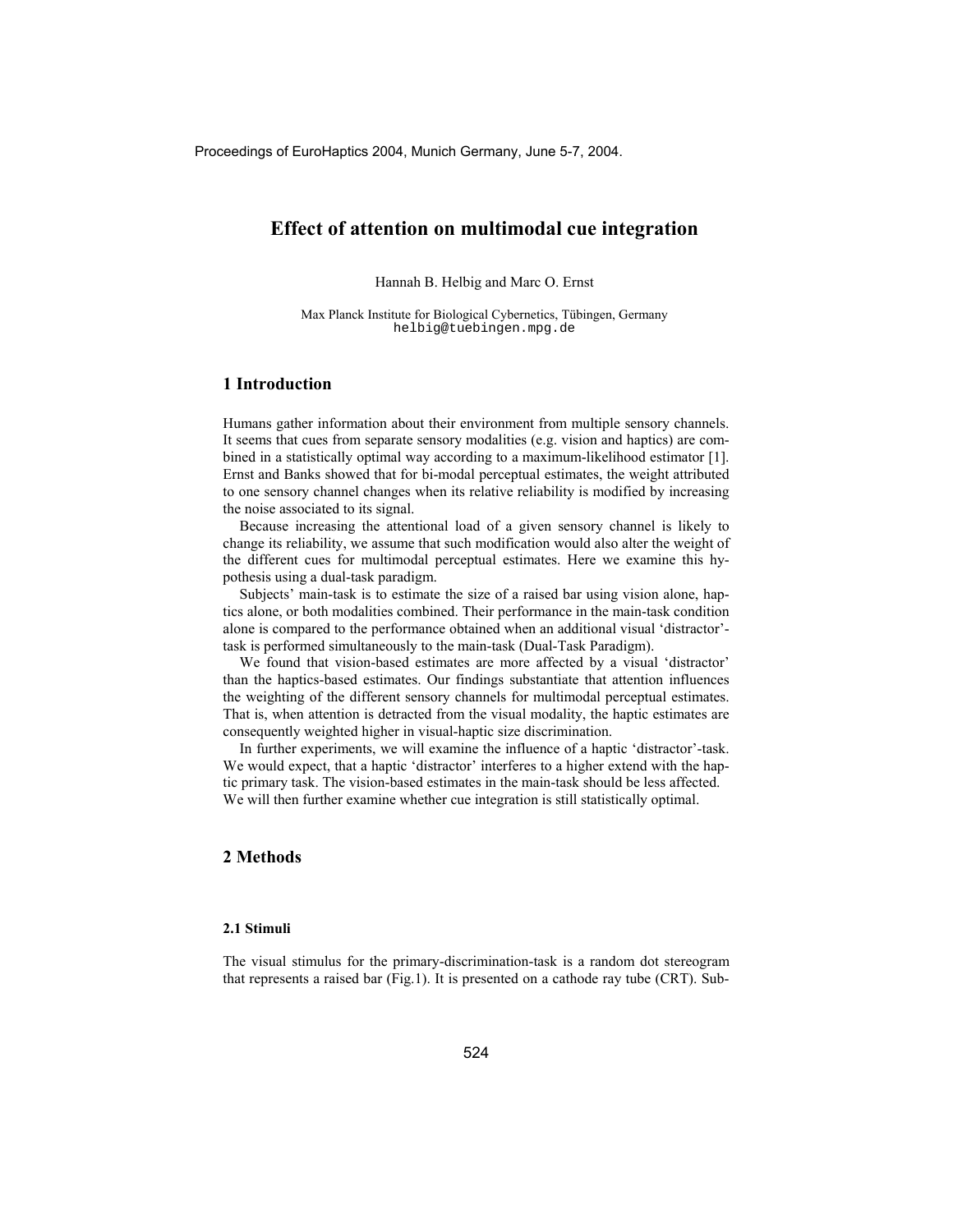# Effect of attention on multimodal cue integration

Hannah B. Helbig and Marc O. Ernst

Max Planck Institute for Biological Cybernetics, Tübingen, Germany
helbig@tuebingen.mpg.de

## 1 Introduction

Humans gather information about their environment from multiple sensory channels. It seems that cues from separate sensory modalities (e.g. vision and haptics) are combined in a statistically optimal way according to a maximum-likelihood estimator [1]. Ernst and Banks showed that for bi-modal perceptual estimates, the weight attributed to one sensory channel changes when its relative reliability is modified by increasing the noise associated to its signal.

Because increasing the attentional load of a given sensory channel is likely to change its reliability, we assume that such modification would also alter the weight of the different cues for multimodal perceptual estimates. Here we examine this hypothesis using a dual-task paradigm.

Subjects' main-task is to estimate the size of a raised bar using vision alone, haptics alone, or both modalities combined. Their performance in the main-task condition alone is compared to the performance obtained when an additional visual 'distractor'-task is performed simultaneously to the main-task (Dual-Task Paradigm).

We found that vision-based estimates are more affected by a visual 'distractor' than the haptics-based estimates. Our findings substantiate that attention influences the weighting of the different sensory channels for multimodal perceptual estimates. That is, when attention is detracted from the visual modality, the haptic estimates are consequently weighted higher in visual-haptic size discrimination.

In further experiments, we will examine the influence of a haptic 'distractor'-task. We would expect, that a haptic 'distractor' interferes to a higher extend with the haptic primary task. The vision-based estimates in the main-task should be less affected. We will then further examine whether cue integration is still statistically optimal.

## 2 Methods

### 2.1 Stimuli

The visual stimulus for the primary-discrimination-task is a random dot stereogram that represents a raised bar (Fig.1). It is presented on a cathode ray tube (CRT). Sub-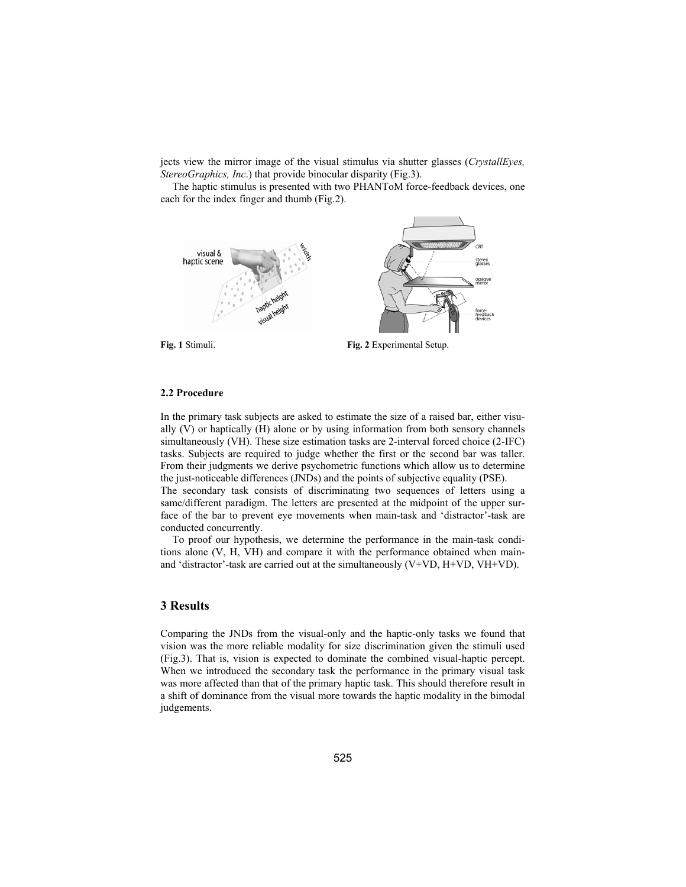jects view the mirror image of the visual stimulus via shutter glasses (*CrystallEyes, StereoGraphics, Inc*.) that provide binocular disparity (Fig.3).

The haptic stimulus is presented with two PHANToM force-feedback devices, one each for the index finger and thumb (Fig.2).

**Fig. 1** Stimuli.

**Fig. 2** Experimental Setup.

### 2.2 Procedure

In the primary task subjects are asked to estimate the size of a raised bar, either visually (V) or haptically (H) alone or by using information from both sensory channels simultaneously (VH). These size estimation tasks are 2-interval forced choice (2-IFC) tasks. Subjects are required to judge whether the first or the second bar was taller. From their judgments we derive psychometric functions which allow us to determine the just-noticeable differences (JNDs) and the points of subjective equality (PSE).
The secondary task consists of discriminating two sequences of letters using a same/different paradigm. The letters are presented at the midpoint of the upper surface of the bar to prevent eye movements when main-task and 'distractor'-task are conducted concurrently.

To proof our hypothesis, we determine the performance in the main-task conditions alone (V, H, VH) and compare it with the performance obtained when main- and 'distractor'-task are carried out at the simultaneously (V+VD, H+VD, VH+VD).

## 3 Results

Comparing the JNDs from the visual-only and the haptic-only tasks we found that vision was the more reliable modality for size discrimination given the stimuli used (Fig.3). That is, vision is expected to dominate the combined visual-haptic percept. When we introduced the secondary task the performance in the primary visual task was more affected than that of the primary haptic task. This should therefore result in a shift of dominance from the visual more towards the haptic modality in the bimodal judgements.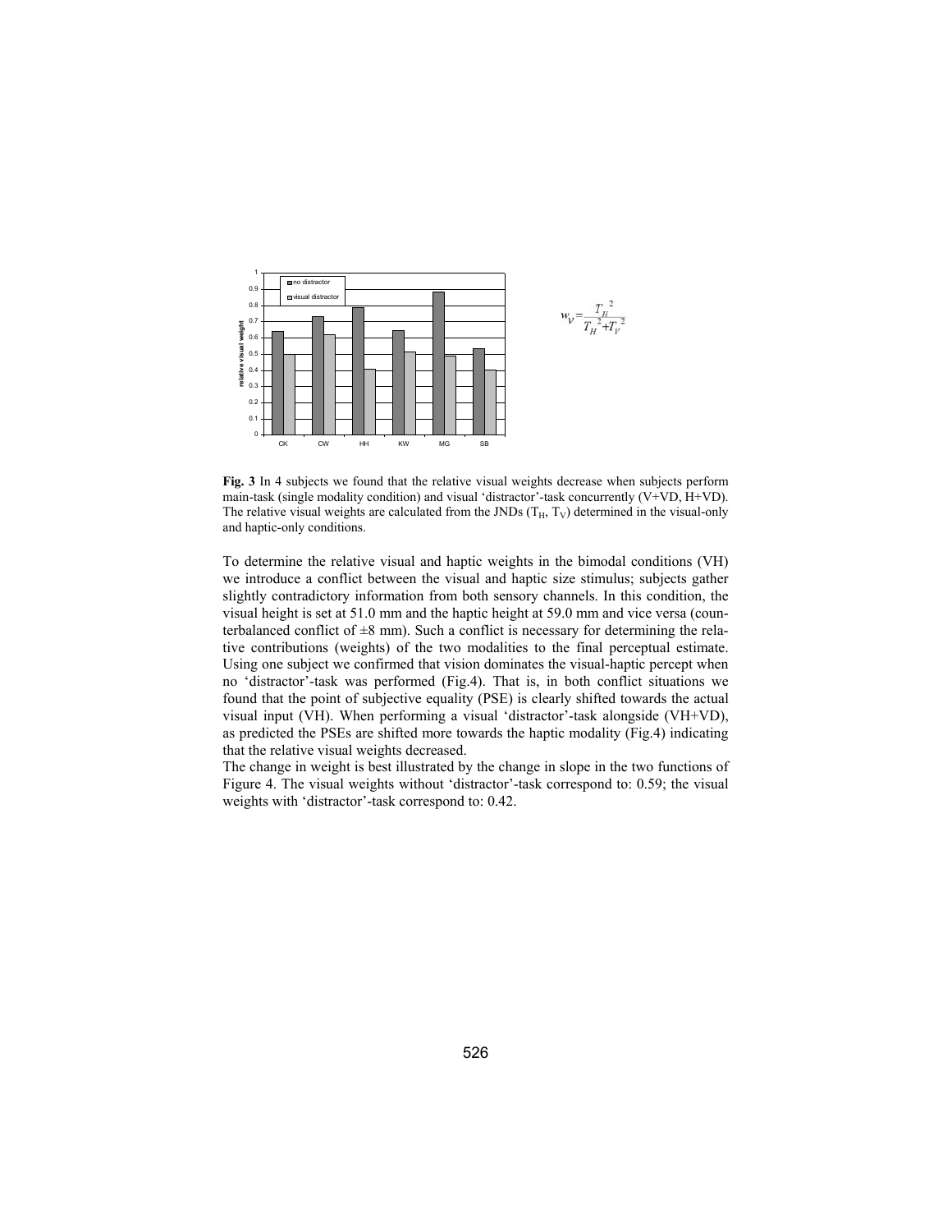$$w_V = \frac{T_H^{\,2}}{T_H^{\,2} + T_V^{\,2}}$$

**Fig. 3** In 4 subjects we found that the relative visual weights decrease when subjects perform main-task (single modality condition) and visual 'distractor'-task concurrently (V+VD, H+VD). The relative visual weights are calculated from the JNDs ($T_H$, $T_V$) determined in the visual-only and haptic-only conditions.

To determine the relative visual and haptic weights in the bimodal conditions (VH) we introduce a conflict between the visual and haptic size stimulus; subjects gather slightly contradictory information from both sensory channels. In this condition, the visual height is set at 51.0 mm and the haptic height at 59.0 mm and vice versa (counterbalanced conflict of ±8 mm). Such a conflict is necessary for determining the relative contributions (weights) of the two modalities to the final perceptual estimate. Using one subject we confirmed that vision dominates the visual-haptic percept when no 'distractor'-task was performed (Fig.4). That is, in both conflict situations we found that the point of subjective equality (PSE) is clearly shifted towards the actual visual input (VH). When performing a visual 'distractor'-task alongside (VH+VD), as predicted the PSEs are shifted more towards the haptic modality (Fig.4) indicating that the relative visual weights decreased.

The change in weight is best illustrated by the change in slope in the two functions of Figure 4. The visual weights without 'distractor'-task correspond to: 0.59; the visual weights with 'distractor'-task correspond to: 0.42.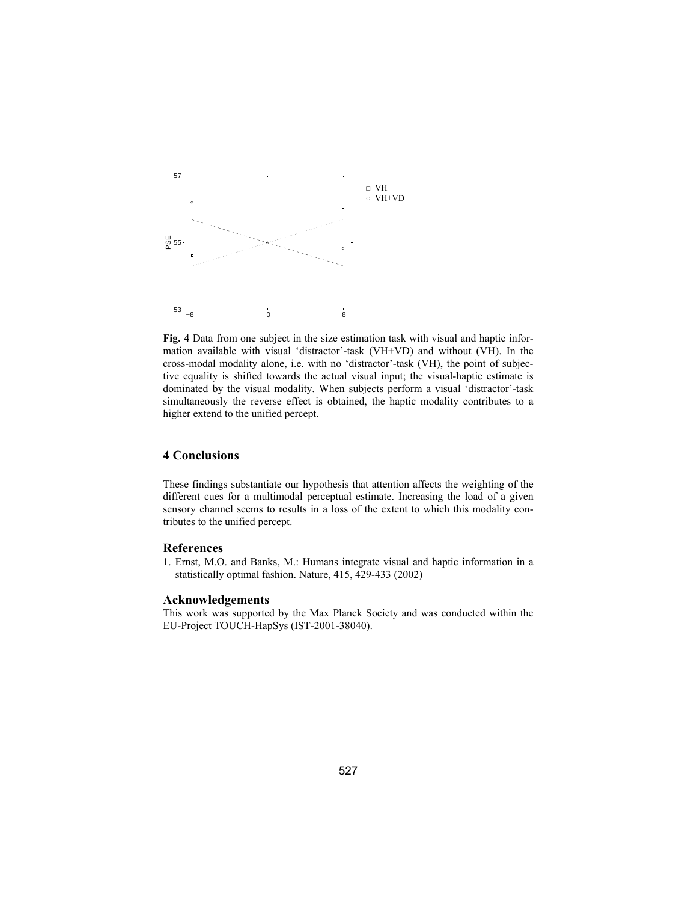57

55

53

PSE

−8 0 8

□ VH
○ VH+VD

**Fig. 4** Data from one subject in the size estimation task with visual and haptic information available with visual 'distractor'-task (VH+VD) and without (VH). In the cross-modal modality alone, i.e. with no 'distractor'-task (VH), the point of subjective equality is shifted towards the actual visual input; the visual-haptic estimate is dominated by the visual modality. When subjects perform a visual 'distractor'-task simultaneously the reverse effect is obtained, the haptic modality contributes to a higher extend to the unified percept.

## 4 Conclusions

These findings substantiate our hypothesis that attention affects the weighting of the different cues for a multimodal perceptual estimate. Increasing the load of a given sensory channel seems to results in a loss of the extent to which this modality contributes to the unified percept.

### References

1. Ernst, M.O. and Banks, M.: Humans integrate visual and haptic information in a statistically optimal fashion. Nature, 415, 429-433 (2002)

### Acknowledgements

This work was supported by the Max Planck Society and was conducted within the EU-Project TOUCH-HapSys (IST-2001-38040).